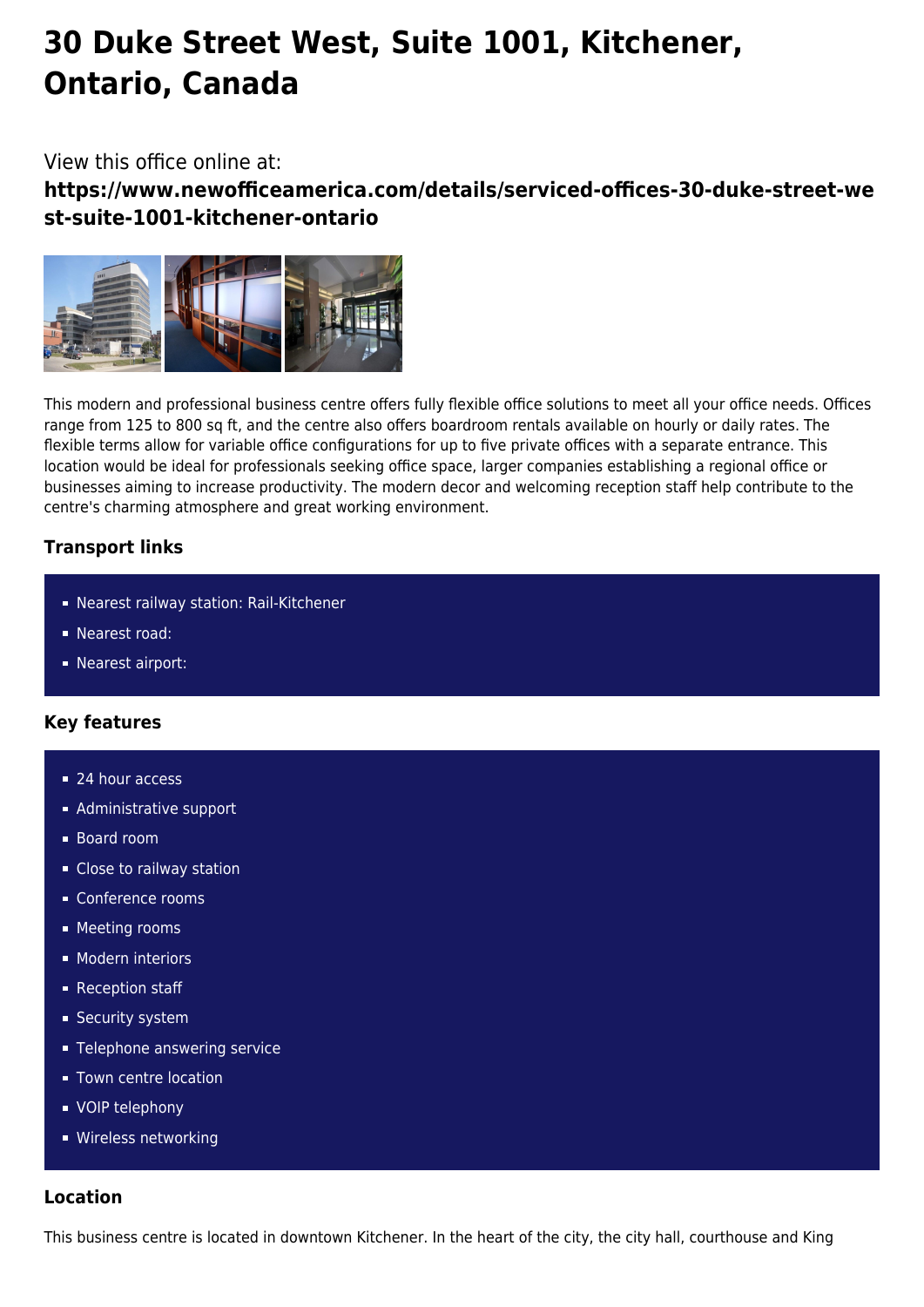# 30 Duke Street West, Suite 1001, Kitchener, Ontario, Canada

View this office online at:

**https://www.newofficeamerica.com/details/serviced-offices-30-duke-street-west-suite-1001-kitchener-ontario**

This modern and professional business centre offers fully flexible office solutions to meet all your office needs. Offices range from 125 to 800 sq ft, and the centre also offers boardroom rentals available on hourly or daily rates. The flexible terms allow for variable office configurations for up to five private offices with a separate entrance. This location would be ideal for professionals seeking office space, larger companies establishing a regional office or businesses aiming to increase productivity. The modern decor and welcoming reception staff help contribute to the centre's charming atmosphere and great working environment.

### Transport links

- Nearest railway station: Rail-Kitchener
- Nearest road:
- Nearest airport:

### Key features

- 24 hour access
- Administrative support
- Board room
- Close to railway station
- Conference rooms
- Meeting rooms
- Modern interiors
- Reception staff
- Security system
- Telephone answering service
- Town centre location
- VOIP telephony
- Wireless networking

### Location

This business centre is located in downtown Kitchener. In the heart of the city, the city hall, courthouse and King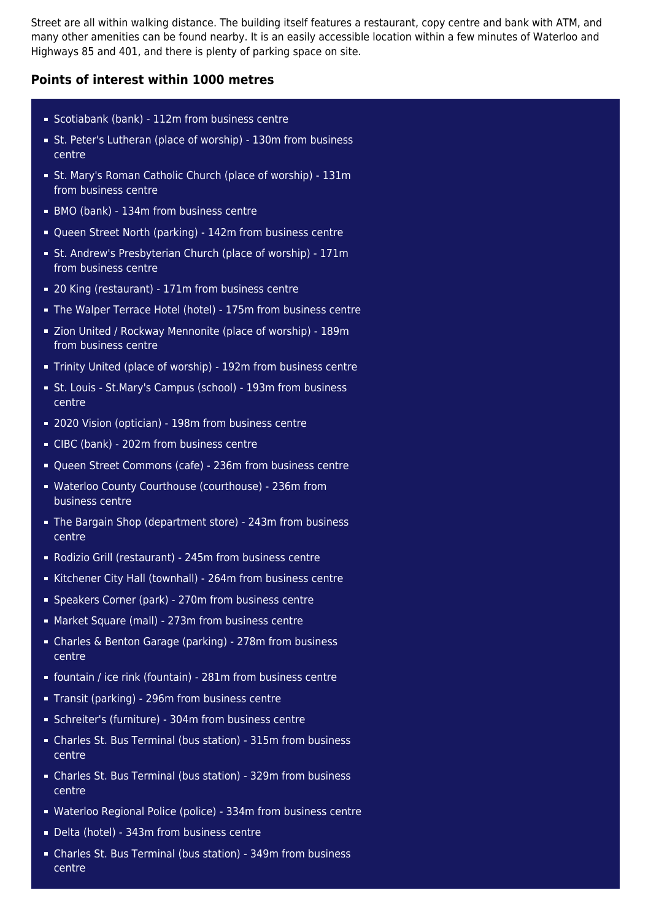Street are all within walking distance. The building itself features a restaurant, copy centre and bank with ATM, and many other amenities can be found nearby. It is an easily accessible location within a few minutes of Waterloo and Highways 85 and 401, and there is plenty of parking space on site.

### Points of interest within 1000 metres

- Scotiabank (bank) - 112m from business centre
- St. Peter's Lutheran (place of worship) - 130m from business centre
- St. Mary's Roman Catholic Church (place of worship) - 131m from business centre
- BMO (bank) - 134m from business centre
- Queen Street North (parking) - 142m from business centre
- St. Andrew's Presbyterian Church (place of worship) - 171m from business centre
- 20 King (restaurant) - 171m from business centre
- The Walper Terrace Hotel (hotel) - 175m from business centre
- Zion United / Rockway Mennonite (place of worship) - 189m from business centre
- Trinity United (place of worship) - 192m from business centre
- St. Louis - St.Mary's Campus (school) - 193m from business centre
- 2020 Vision (optician) - 198m from business centre
- CIBC (bank) - 202m from business centre
- Queen Street Commons (cafe) - 236m from business centre
- Waterloo County Courthouse (courthouse) - 236m from business centre
- The Bargain Shop (department store) - 243m from business centre
- Rodizio Grill (restaurant) - 245m from business centre
- Kitchener City Hall (townhall) - 264m from business centre
- Speakers Corner (park) - 270m from business centre
- Market Square (mall) - 273m from business centre
- Charles & Benton Garage (parking) - 278m from business centre
- fountain / ice rink (fountain) - 281m from business centre
- Transit (parking) - 296m from business centre
- Schreiter's (furniture) - 304m from business centre
- Charles St. Bus Terminal (bus station) - 315m from business centre
- Charles St. Bus Terminal (bus station) - 329m from business centre
- Waterloo Regional Police (police) - 334m from business centre
- Delta (hotel) - 343m from business centre
- Charles St. Bus Terminal (bus station) - 349m from business centre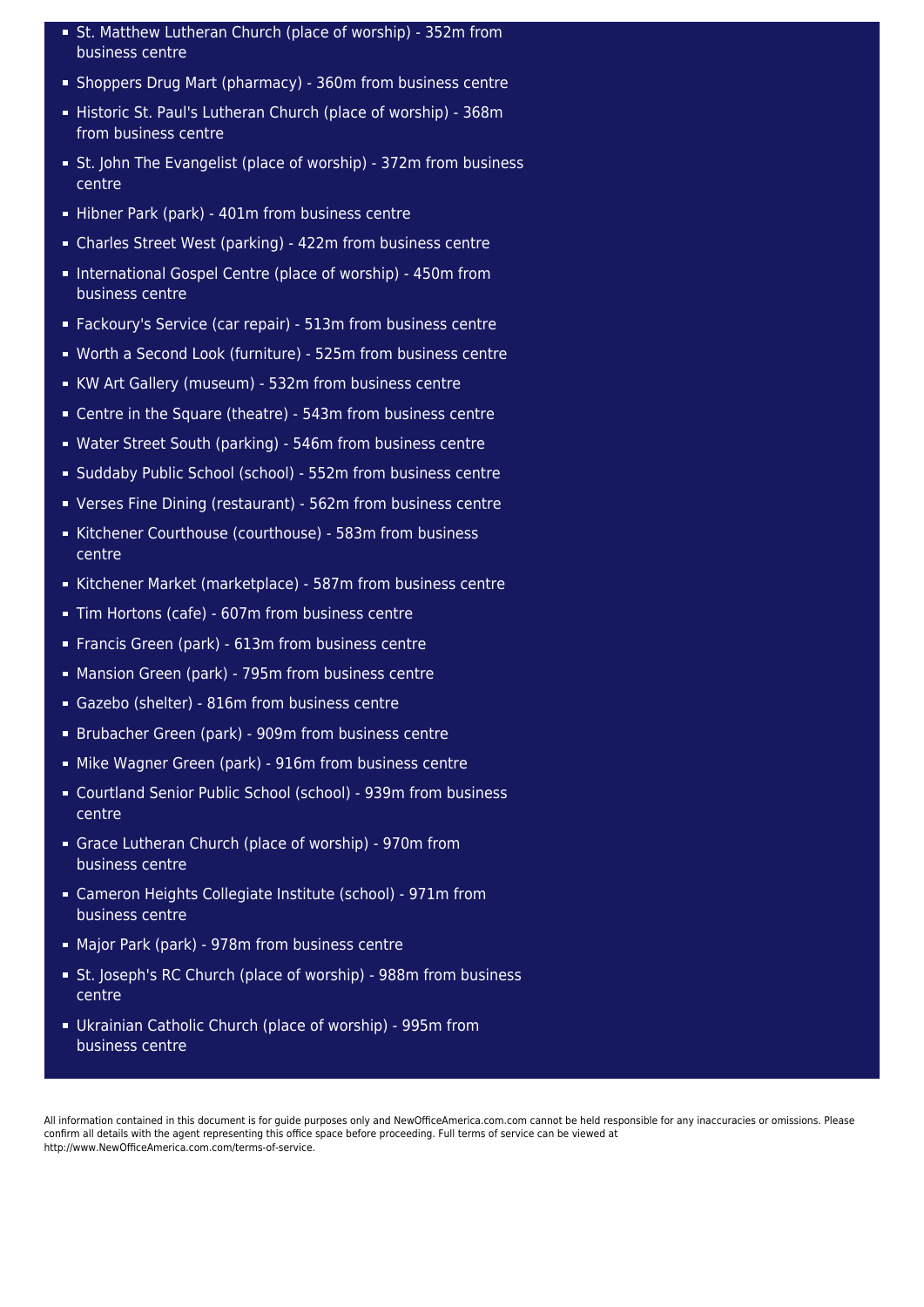- St. Matthew Lutheran Church (place of worship) - 352m from business centre
- Shoppers Drug Mart (pharmacy) - 360m from business centre
- Historic St. Paul's Lutheran Church (place of worship) - 368m from business centre
- St. John The Evangelist (place of worship) - 372m from business centre
- Hibner Park (park) - 401m from business centre
- Charles Street West (parking) - 422m from business centre
- International Gospel Centre (place of worship) - 450m from business centre
- Fackoury's Service (car repair) - 513m from business centre
- Worth a Second Look (furniture) - 525m from business centre
- KW Art Gallery (museum) - 532m from business centre
- Centre in the Square (theatre) - 543m from business centre
- Water Street South (parking) - 546m from business centre
- Suddaby Public School (school) - 552m from business centre
- Verses Fine Dining (restaurant) - 562m from business centre
- Kitchener Courthouse (courthouse) - 583m from business centre
- Kitchener Market (marketplace) - 587m from business centre
- Tim Hortons (cafe) - 607m from business centre
- Francis Green (park) - 613m from business centre
- Mansion Green (park) - 795m from business centre
- Gazebo (shelter) - 816m from business centre
- Brubacher Green (park) - 909m from business centre
- Mike Wagner Green (park) - 916m from business centre
- Courtland Senior Public School (school) - 939m from business centre
- Grace Lutheran Church (place of worship) - 970m from business centre
- Cameron Heights Collegiate Institute (school) - 971m from business centre
- Major Park (park) - 978m from business centre
- St. Joseph's RC Church (place of worship) - 988m from business centre
- Ukrainian Catholic Church (place of worship) - 995m from business centre

All information contained in this document is for guide purposes only and NewOfficeAmerica.com.com cannot be held responsible for any inaccuracies or omissions. Please confirm all details with the agent representing this office space before proceeding. Full terms of service can be viewed at http://www.NewOfficeAmerica.com.com/terms-of-service.